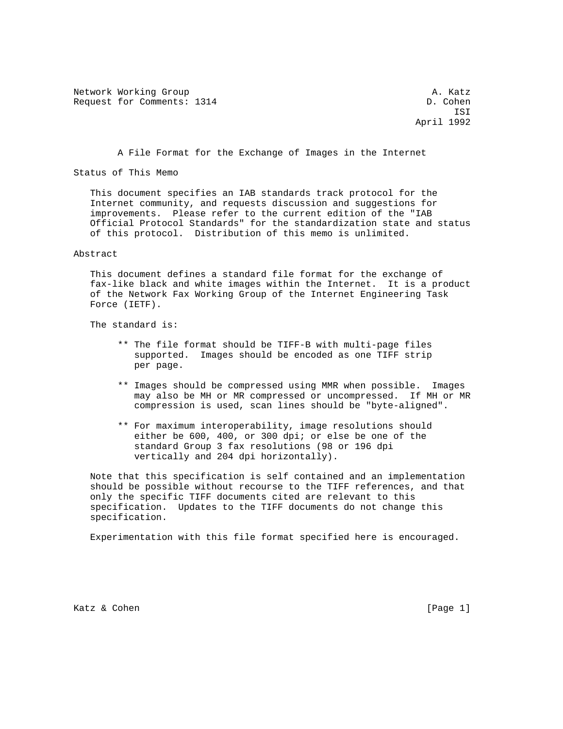Network Working Group A. Katz
Request for Comments: 1314 D. Cohen
ISI
April 1992

# A File Format for the Exchange of Images in the Internet

## Status of This Memo

This document specifies an IAB standards track protocol for the Internet community, and requests discussion and suggestions for improvements. Please refer to the current edition of the "IAB Official Protocol Standards" for the standardization state and status of this protocol. Distribution of this memo is unlimited.

## Abstract

This document defines a standard file format for the exchange of fax-like black and white images within the Internet. It is a product of the Network Fax Working Group of the Internet Engineering Task Force (IETF).

The standard is:

** The file format should be TIFF-B with multi-page files supported. Images should be encoded as one TIFF strip per page.

** Images should be compressed using MMR when possible. Images may also be MH or MR compressed or uncompressed. If MH or MR compression is used, scan lines should be "byte-aligned".

** For maximum interoperability, image resolutions should either be 600, 400, or 300 dpi; or else be one of the standard Group 3 fax resolutions (98 or 196 dpi vertically and 204 dpi horizontally).

Note that this specification is self contained and an implementation should be possible without recourse to the TIFF references, and that only the specific TIFF documents cited are relevant to this specification. Updates to the TIFF documents do not change this specification.

Experimentation with this file format specified here is encouraged.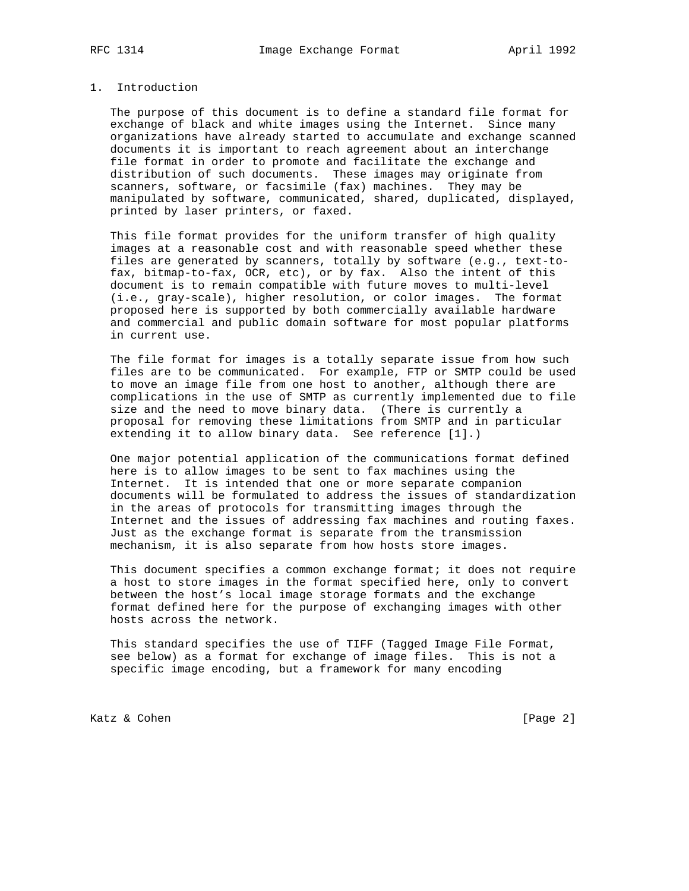## 1. Introduction

The purpose of this document is to define a standard file format for exchange of black and white images using the Internet. Since many organizations have already started to accumulate and exchange scanned documents it is important to reach agreement about an interchange file format in order to promote and facilitate the exchange and distribution of such documents. These images may originate from scanners, software, or facsimile (fax) machines. They may be manipulated by software, communicated, shared, duplicated, displayed, printed by laser printers, or faxed.

This file format provides for the uniform transfer of high quality images at a reasonable cost and with reasonable speed whether these files are generated by scanners, totally by software (e.g., text-to-fax, bitmap-to-fax, OCR, etc), or by fax. Also the intent of this document is to remain compatible with future moves to multi-level (i.e., gray-scale), higher resolution, or color images. The format proposed here is supported by both commercially available hardware and commercial and public domain software for most popular platforms in current use.

The file format for images is a totally separate issue from how such files are to be communicated. For example, FTP or SMTP could be used to move an image file from one host to another, although there are complications in the use of SMTP as currently implemented due to file size and the need to move binary data. (There is currently a proposal for removing these limitations from SMTP and in particular extending it to allow binary data. See reference [1].)

One major potential application of the communications format defined here is to allow images to be sent to fax machines using the Internet. It is intended that one or more separate companion documents will be formulated to address the issues of standardization in the areas of protocols for transmitting images through the Internet and the issues of addressing fax machines and routing faxes. Just as the exchange format is separate from the transmission mechanism, it is also separate from how hosts store images.

This document specifies a common exchange format; it does not require a host to store images in the format specified here, only to convert between the host's local image storage formats and the exchange format defined here for the purpose of exchanging images with other hosts across the network.

This standard specifies the use of TIFF (Tagged Image File Format, see below) as a format for exchange of image files. This is not a specific image encoding, but a framework for many encoding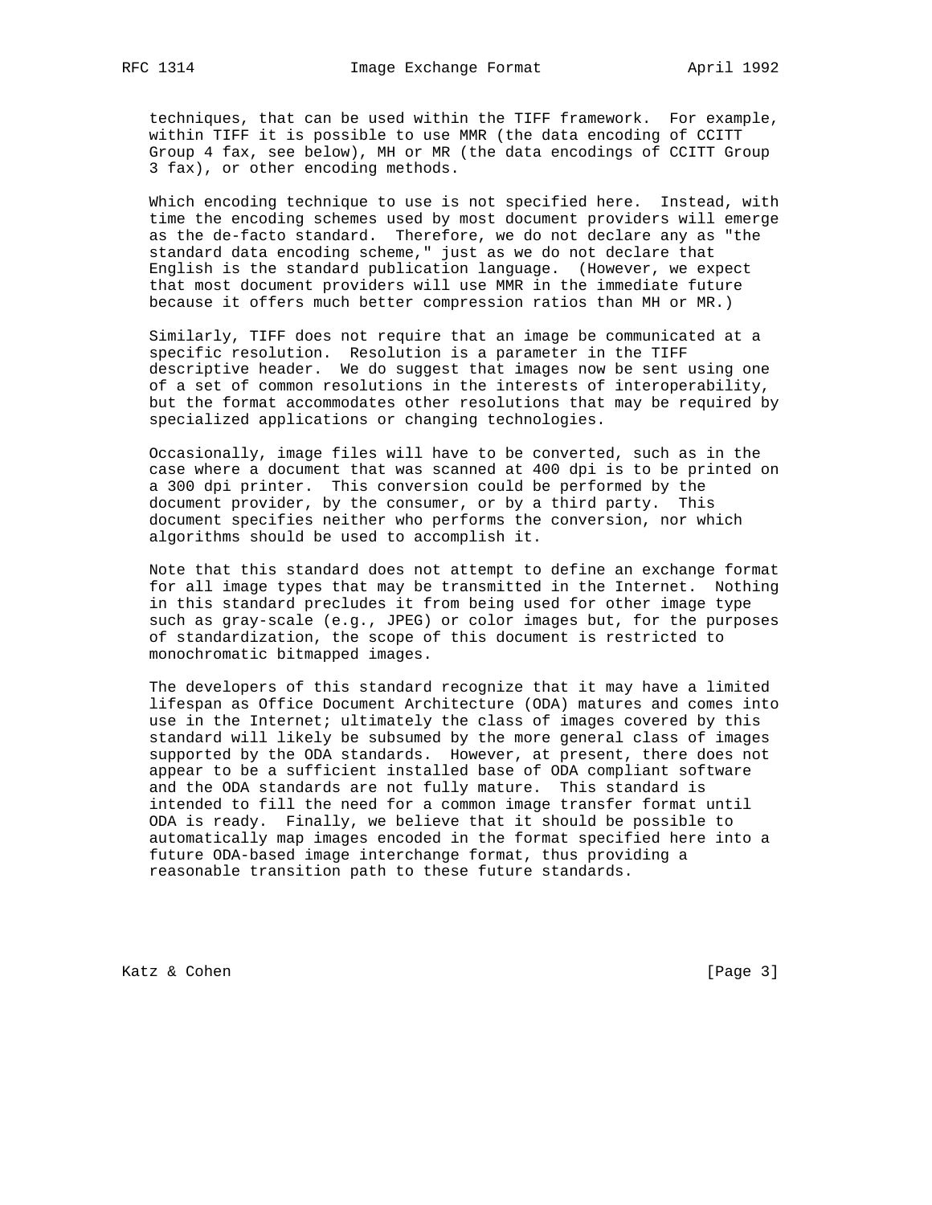techniques, that can be used within the TIFF framework. For example, within TIFF it is possible to use MMR (the data encoding of CCITT Group 4 fax, see below), MH or MR (the data encodings of CCITT Group 3 fax), or other encoding methods.

Which encoding technique to use is not specified here. Instead, with time the encoding schemes used by most document providers will emerge as the de-facto standard. Therefore, we do not declare any as "the standard data encoding scheme," just as we do not declare that English is the standard publication language. (However, we expect that most document providers will use MMR in the immediate future because it offers much better compression ratios than MH or MR.)

Similarly, TIFF does not require that an image be communicated at a specific resolution. Resolution is a parameter in the TIFF descriptive header. We do suggest that images now be sent using one of a set of common resolutions in the interests of interoperability, but the format accommodates other resolutions that may be required by specialized applications or changing technologies.

Occasionally, image files will have to be converted, such as in the case where a document that was scanned at 400 dpi is to be printed on a 300 dpi printer. This conversion could be performed by the document provider, by the consumer, or by a third party. This document specifies neither who performs the conversion, nor which algorithms should be used to accomplish it.

Note that this standard does not attempt to define an exchange format for all image types that may be transmitted in the Internet. Nothing in this standard precludes it from being used for other image type such as gray-scale (e.g., JPEG) or color images but, for the purposes of standardization, the scope of this document is restricted to monochromatic bitmapped images.

The developers of this standard recognize that it may have a limited lifespan as Office Document Architecture (ODA) matures and comes into use in the Internet; ultimately the class of images covered by this standard will likely be subsumed by the more general class of images supported by the ODA standards. However, at present, there does not appear to be a sufficient installed base of ODA compliant software and the ODA standards are not fully mature. This standard is intended to fill the need for a common image transfer format until ODA is ready. Finally, we believe that it should be possible to automatically map images encoded in the format specified here into a future ODA-based image interchange format, thus providing a reasonable transition path to these future standards.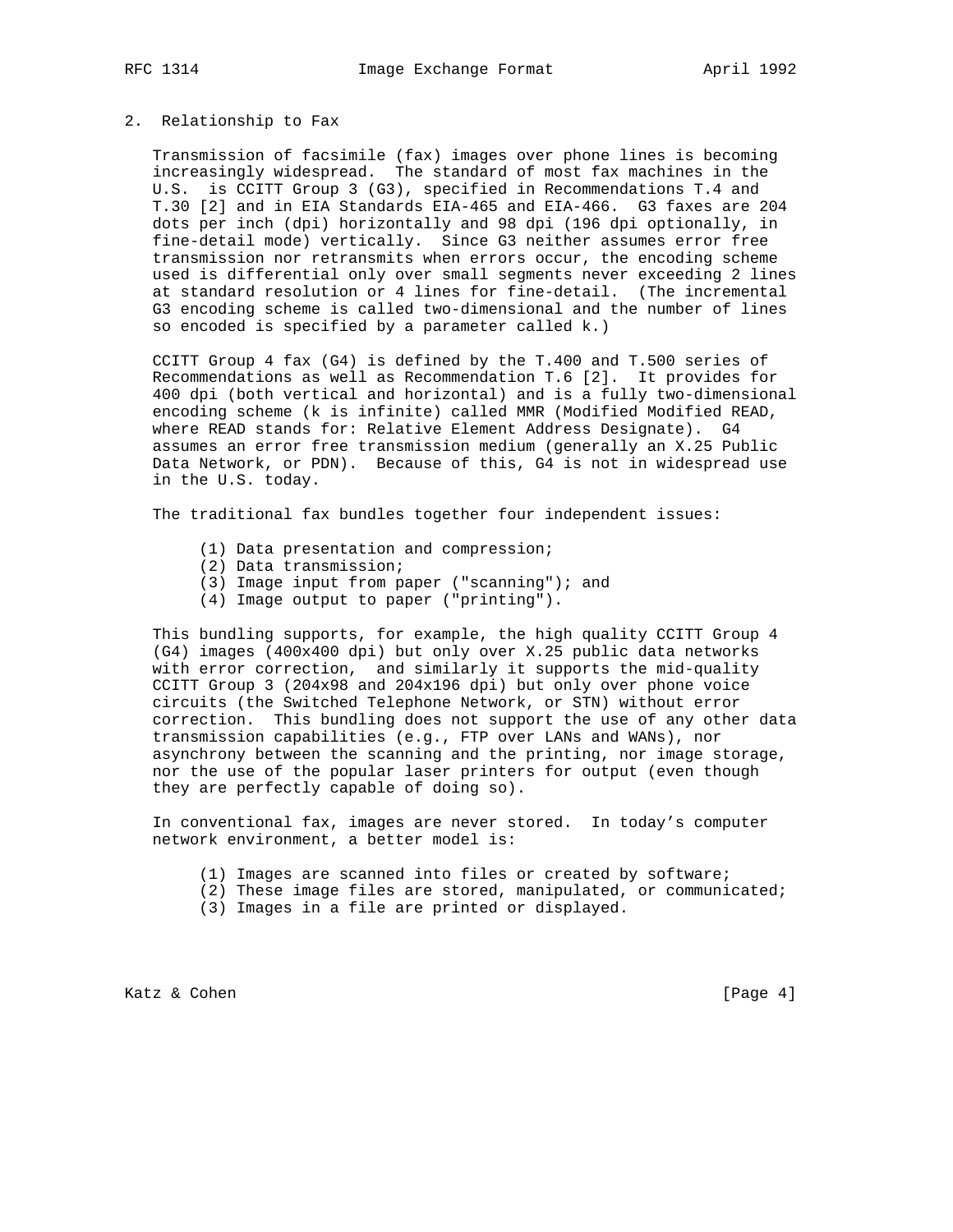## 2. Relationship to Fax

Transmission of facsimile (fax) images over phone lines is becoming increasingly widespread. The standard of most fax machines in the U.S. is CCITT Group 3 (G3), specified in Recommendations T.4 and T.30 [2] and in EIA Standards EIA-465 and EIA-466. G3 faxes are 204 dots per inch (dpi) horizontally and 98 dpi (196 dpi optionally, in fine-detail mode) vertically. Since G3 neither assumes error free transmission nor retransmits when errors occur, the encoding scheme used is differential only over small segments never exceeding 2 lines at standard resolution or 4 lines for fine-detail. (The incremental G3 encoding scheme is called two-dimensional and the number of lines so encoded is specified by a parameter called k.)

CCITT Group 4 fax (G4) is defined by the T.400 and T.500 series of Recommendations as well as Recommendation T.6 [2]. It provides for 400 dpi (both vertical and horizontal) and is a fully two-dimensional encoding scheme (k is infinite) called MMR (Modified Modified READ, where READ stands for: Relative Element Address Designate). G4 assumes an error free transmission medium (generally an X.25 Public Data Network, or PDN). Because of this, G4 is not in widespread use in the U.S. today.

The traditional fax bundles together four independent issues:

(1) Data presentation and compression;
(2) Data transmission;
(3) Image input from paper ("scanning"); and
(4) Image output to paper ("printing").

This bundling supports, for example, the high quality CCITT Group 4 (G4) images (400x400 dpi) but only over X.25 public data networks with error correction, and similarly it supports the mid-quality CCITT Group 3 (204x98 and 204x196 dpi) but only over phone voice circuits (the Switched Telephone Network, or STN) without error correction. This bundling does not support the use of any other data transmission capabilities (e.g., FTP over LANs and WANs), nor asynchrony between the scanning and the printing, nor image storage, nor the use of the popular laser printers for output (even though they are perfectly capable of doing so).

In conventional fax, images are never stored. In today's computer network environment, a better model is:

(1) Images are scanned into files or created by software;
(2) These image files are stored, manipulated, or communicated;
(3) Images in a file are printed or displayed.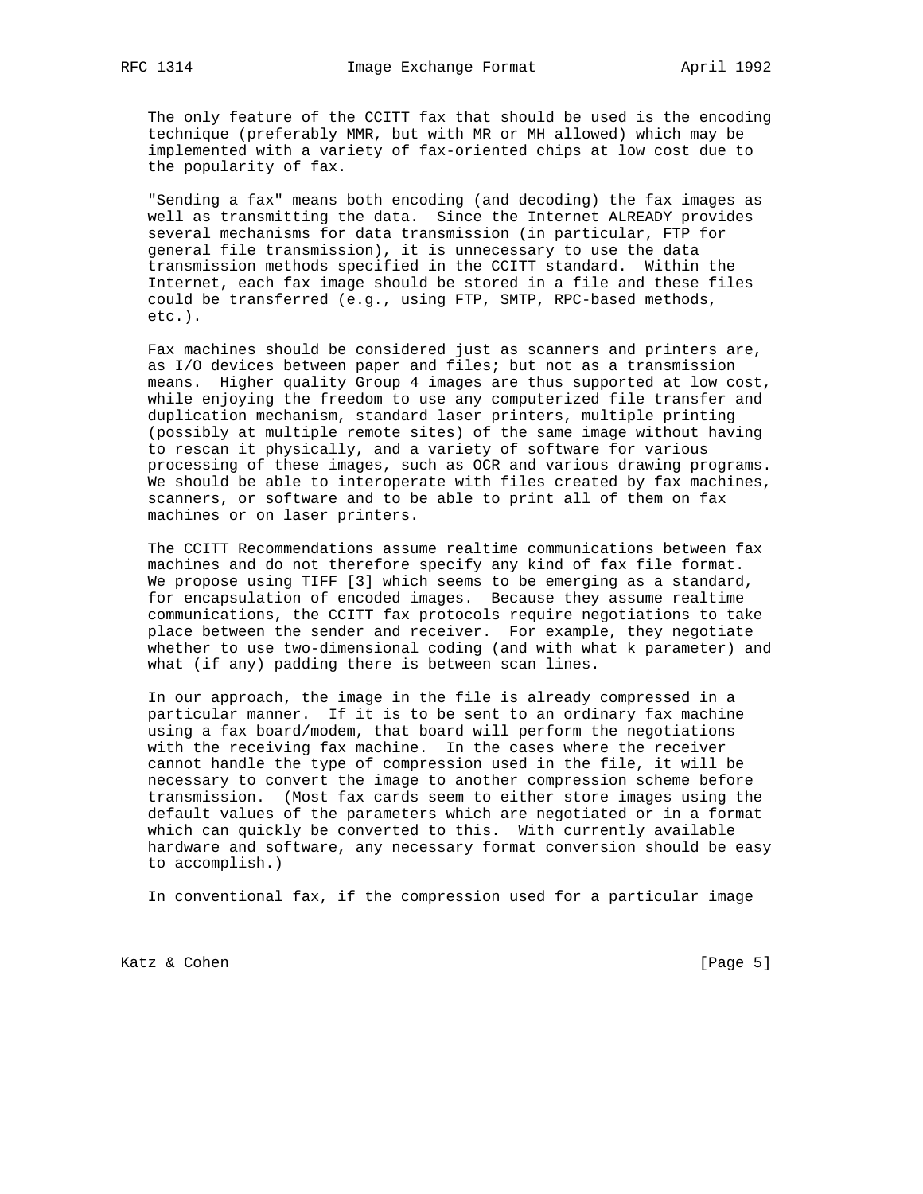The only feature of the CCITT fax that should be used is the encoding technique (preferably MMR, but with MR or MH allowed) which may be implemented with a variety of fax-oriented chips at low cost due to the popularity of fax.

"Sending a fax" means both encoding (and decoding) the fax images as well as transmitting the data. Since the Internet ALREADY provides several mechanisms for data transmission (in particular, FTP for general file transmission), it is unnecessary to use the data transmission methods specified in the CCITT standard. Within the Internet, each fax image should be stored in a file and these files could be transferred (e.g., using FTP, SMTP, RPC-based methods, etc.).

Fax machines should be considered just as scanners and printers are, as I/O devices between paper and files; but not as a transmission means. Higher quality Group 4 images are thus supported at low cost, while enjoying the freedom to use any computerized file transfer and duplication mechanism, standard laser printers, multiple printing (possibly at multiple remote sites) of the same image without having to rescan it physically, and a variety of software for various processing of these images, such as OCR and various drawing programs. We should be able to interoperate with files created by fax machines, scanners, or software and to be able to print all of them on fax machines or on laser printers.

The CCITT Recommendations assume realtime communications between fax machines and do not therefore specify any kind of fax file format. We propose using TIFF [3] which seems to be emerging as a standard, for encapsulation of encoded images. Because they assume realtime communications, the CCITT fax protocols require negotiations to take place between the sender and receiver. For example, they negotiate whether to use two-dimensional coding (and with what k parameter) and what (if any) padding there is between scan lines.

In our approach, the image in the file is already compressed in a particular manner. If it is to be sent to an ordinary fax machine using a fax board/modem, that board will perform the negotiations with the receiving fax machine. In the cases where the receiver cannot handle the type of compression used in the file, it will be necessary to convert the image to another compression scheme before transmission. (Most fax cards seem to either store images using the default values of the parameters which are negotiated or in a format which can quickly be converted to this. With currently available hardware and software, any necessary format conversion should be easy to accomplish.)

In conventional fax, if the compression used for a particular image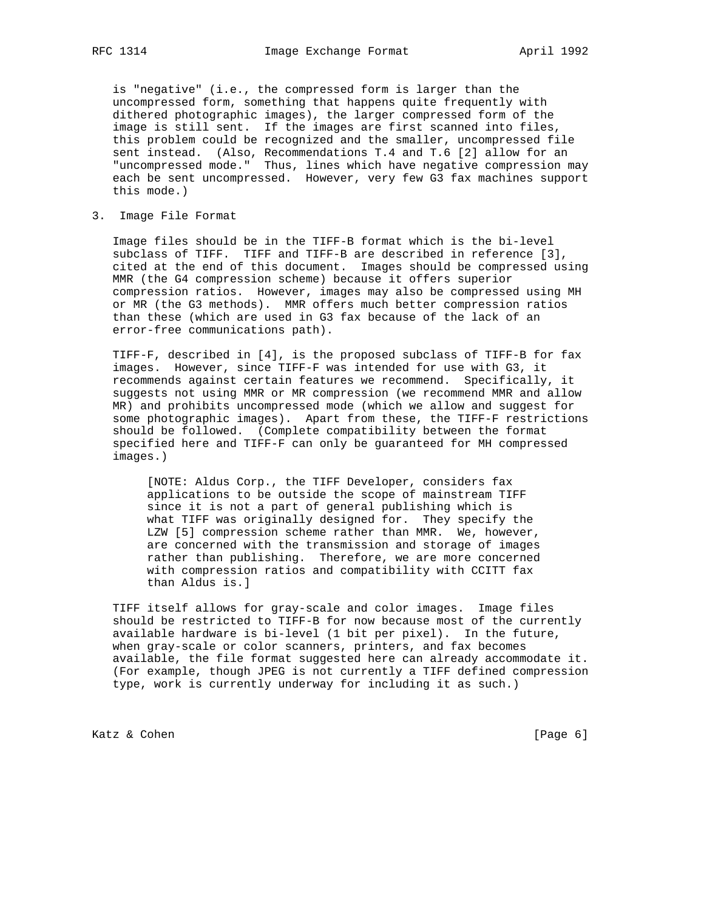is "negative" (i.e., the compressed form is larger than the uncompressed form, something that happens quite frequently with dithered photographic images), the larger compressed form of the image is still sent. If the images are first scanned into files, this problem could be recognized and the smaller, uncompressed file sent instead. (Also, Recommendations T.4 and T.6 [2] allow for an "uncompressed mode." Thus, lines which have negative compression may each be sent uncompressed. However, very few G3 fax machines support this mode.)

## 3. Image File Format

Image files should be in the TIFF-B format which is the bi-level subclass of TIFF. TIFF and TIFF-B are described in reference [3], cited at the end of this document. Images should be compressed using MMR (the G4 compression scheme) because it offers superior compression ratios. However, images may also be compressed using MH or MR (the G3 methods). MMR offers much better compression ratios than these (which are used in G3 fax because of the lack of an error-free communications path).

TIFF-F, described in [4], is the proposed subclass of TIFF-B for fax images. However, since TIFF-F was intended for use with G3, it recommends against certain features we recommend. Specifically, it suggests not using MMR or MR compression (we recommend MMR and allow MR) and prohibits uncompressed mode (which we allow and suggest for some photographic images). Apart from these, the TIFF-F restrictions should be followed. (Complete compatibility between the format specified here and TIFF-F can only be guaranteed for MH compressed images.)

> [NOTE: Aldus Corp., the TIFF Developer, considers fax applications to be outside the scope of mainstream TIFF since it is not a part of general publishing which is what TIFF was originally designed for. They specify the LZW [5] compression scheme rather than MMR. We, however, are concerned with the transmission and storage of images rather than publishing. Therefore, we are more concerned with compression ratios and compatibility with CCITT fax than Aldus is.]

TIFF itself allows for gray-scale and color images. Image files should be restricted to TIFF-B for now because most of the currently available hardware is bi-level (1 bit per pixel). In the future, when gray-scale or color scanners, printers, and fax becomes available, the file format suggested here can already accommodate it. (For example, though JPEG is not currently a TIFF defined compression type, work is currently underway for including it as such.)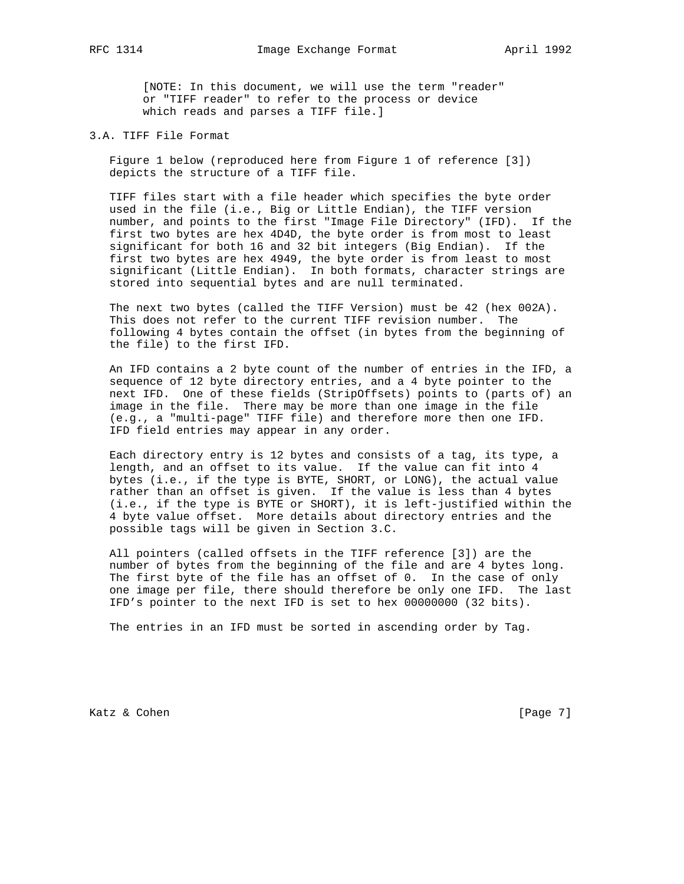[NOTE: In this document, we will use the term "reader" or "TIFF reader" to refer to the process or device which reads and parses a TIFF file.]

## 3.A. TIFF File Format

Figure 1 below (reproduced here from Figure 1 of reference [3]) depicts the structure of a TIFF file.

TIFF files start with a file header which specifies the byte order used in the file (i.e., Big or Little Endian), the TIFF version number, and points to the first "Image File Directory" (IFD). If the first two bytes are hex 4D4D, the byte order is from most to least significant for both 16 and 32 bit integers (Big Endian). If the first two bytes are hex 4949, the byte order is from least to most significant (Little Endian). In both formats, character strings are stored into sequential bytes and are null terminated.

The next two bytes (called the TIFF Version) must be 42 (hex 002A). This does not refer to the current TIFF revision number. The following 4 bytes contain the offset (in bytes from the beginning of the file) to the first IFD.

An IFD contains a 2 byte count of the number of entries in the IFD, a sequence of 12 byte directory entries, and a 4 byte pointer to the next IFD. One of these fields (StripOffsets) points to (parts of) an image in the file. There may be more than one image in the file (e.g., a "multi-page" TIFF file) and therefore more then one IFD. IFD field entries may appear in any order.

Each directory entry is 12 bytes and consists of a tag, its type, a length, and an offset to its value. If the value can fit into 4 bytes (i.e., if the type is BYTE, SHORT, or LONG), the actual value rather than an offset is given. If the value is less than 4 bytes (i.e., if the type is BYTE or SHORT), it is left-justified within the 4 byte value offset. More details about directory entries and the possible tags will be given in Section 3.C.

All pointers (called offsets in the TIFF reference [3]) are the number of bytes from the beginning of the file and are 4 bytes long. The first byte of the file has an offset of 0. In the case of only one image per file, there should therefore be only one IFD. The last IFD's pointer to the next IFD is set to hex 00000000 (32 bits).

The entries in an IFD must be sorted in ascending order by Tag.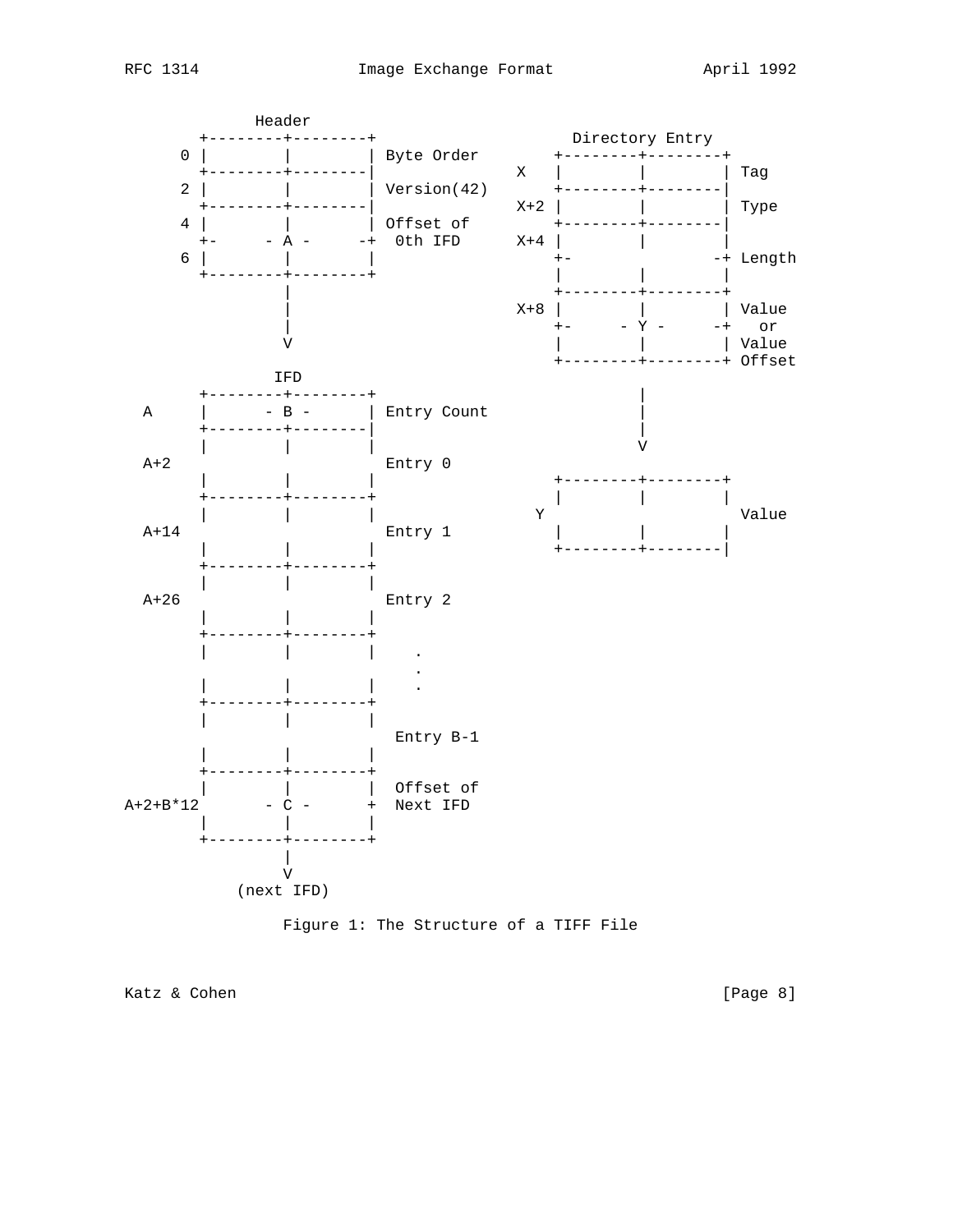```
            Header
        +--------+--------+                     Directory Entry
      0 |        |        | Byte Order        +--------+--------+
        +--------+--------|                 X   |        |        | Tag
      2 |        |        | Version(42)       +--------+--------|
        +--------+--------|                 X+2 |        |        | Type
      4 |        |        | Offset of         +--------+--------|
        +-     - A -     -+  0th IFD        X+4 |        |        |
      6 |        |        |                     +-               -+ Length
        +--------+--------+                     |        |        |
                 |                              +--------+--------+
                 |                          X+8 |        |        | Value
                 |                              +-     - Y -     -+   or
                 V                              |        |        | Value
                                                +--------+--------+ Offset
              IFD
        +--------+--------+                              |
  A     |      - B -      | Entry Count                  |
        +--------+--------|                              |
        |        |        |                              V
  A+2                       Entry 0
        |        |        |                     +--------+--------+
        +--------+--------+                     |        |        |
        |        |        |                   Y                     Value
  A+14                      Entry 1             |        |        |
        |        |        |                     +--------+--------|
        +--------+--------+
        |        |        |
  A+26                      Entry 2
        |        |        |
        +--------+--------+
        |        |        |    .
                                .
        |        |        |    .
        +--------+--------+
        |        |        |
                             Entry B-1
        |        |        |
        +--------+--------+
        |        |        |  Offset of
A+2+B*12       - C -      +  Next IFD
        |        |        |
        +--------+--------+
                 |
                 V
             (next IFD)
```

Figure 1: The Structure of a TIFF File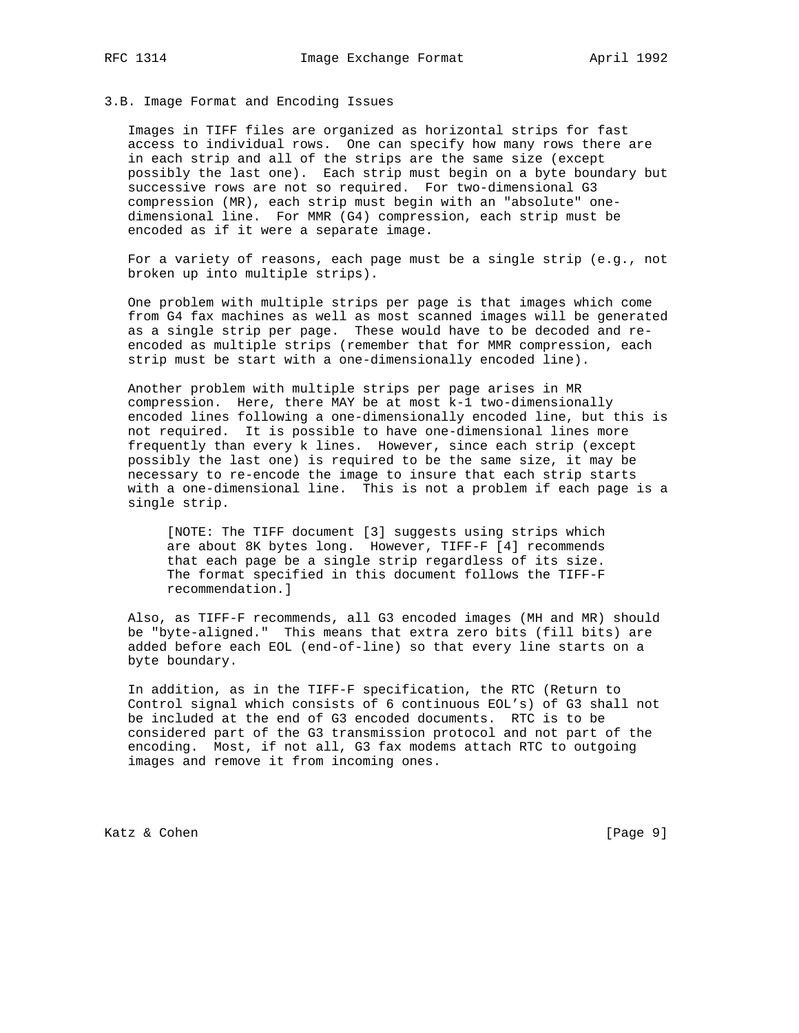## 3.B. Image Format and Encoding Issues

Images in TIFF files are organized as horizontal strips for fast access to individual rows. One can specify how many rows there are in each strip and all of the strips are the same size (except possibly the last one). Each strip must begin on a byte boundary but successive rows are not so required. For two-dimensional G3 compression (MR), each strip must begin with an "absolute" one-dimensional line. For MMR (G4) compression, each strip must be encoded as if it were a separate image.

For a variety of reasons, each page must be a single strip (e.g., not broken up into multiple strips).

One problem with multiple strips per page is that images which come from G4 fax machines as well as most scanned images will be generated as a single strip per page. These would have to be decoded and re-encoded as multiple strips (remember that for MMR compression, each strip must be start with a one-dimensionally encoded line).

Another problem with multiple strips per page arises in MR compression. Here, there MAY be at most k-1 two-dimensionally encoded lines following a one-dimensionally encoded line, but this is not required. It is possible to have one-dimensional lines more frequently than every k lines. However, since each strip (except possibly the last one) is required to be the same size, it may be necessary to re-encode the image to insure that each strip starts with a one-dimensional line. This is not a problem if each page is a single strip.

> [NOTE: The TIFF document [3] suggests using strips which are about 8K bytes long. However, TIFF-F [4] recommends that each page be a single strip regardless of its size. The format specified in this document follows the TIFF-F recommendation.]

Also, as TIFF-F recommends, all G3 encoded images (MH and MR) should be "byte-aligned." This means that extra zero bits (fill bits) are added before each EOL (end-of-line) so that every line starts on a byte boundary.

In addition, as in the TIFF-F specification, the RTC (Return to Control signal which consists of 6 continuous EOL's) of G3 shall not be included at the end of G3 encoded documents. RTC is to be considered part of the G3 transmission protocol and not part of the encoding. Most, if not all, G3 fax modems attach RTC to outgoing images and remove it from incoming ones.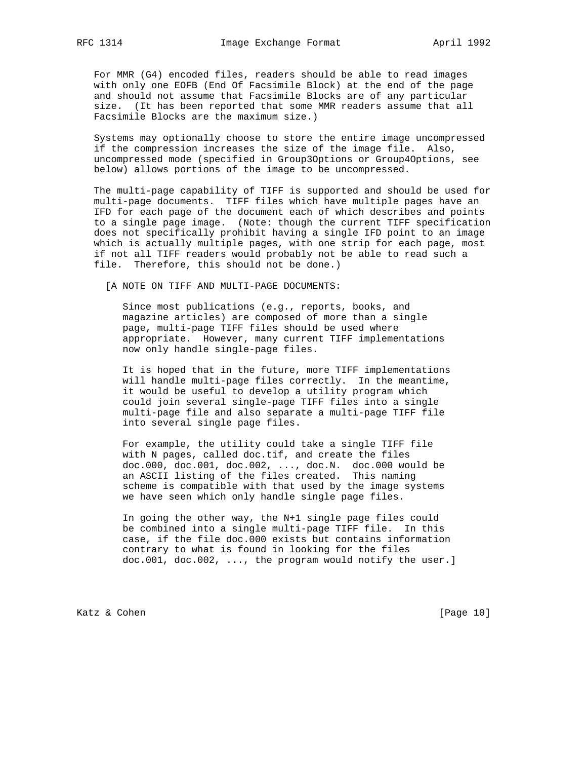For MMR (G4) encoded files, readers should be able to read images with only one EOFB (End Of Facsimile Block) at the end of the page and should not assume that Facsimile Blocks are of any particular size. (It has been reported that some MMR readers assume that all Facsimile Blocks are the maximum size.)

Systems may optionally choose to store the entire image uncompressed if the compression increases the size of the image file. Also, uncompressed mode (specified in Group3Options or Group4Options, see below) allows portions of the image to be uncompressed.

The multi-page capability of TIFF is supported and should be used for multi-page documents. TIFF files which have multiple pages have an IFD for each page of the document each of which describes and points to a single page image. (Note: though the current TIFF specification does not specifically prohibit having a single IFD point to an image which is actually multiple pages, with one strip for each page, most if not all TIFF readers would probably not be able to read such a file. Therefore, this should not be done.)

[A NOTE ON TIFF AND MULTI-PAGE DOCUMENTS:

Since most publications (e.g., reports, books, and magazine articles) are composed of more than a single page, multi-page TIFF files should be used where appropriate. However, many current TIFF implementations now only handle single-page files.

It is hoped that in the future, more TIFF implementations will handle multi-page files correctly. In the meantime, it would be useful to develop a utility program which could join several single-page TIFF files into a single multi-page file and also separate a multi-page TIFF file into several single page files.

For example, the utility could take a single TIFF file with N pages, called doc.tif, and create the files doc.000, doc.001, doc.002, ..., doc.N. doc.000 would be an ASCII listing of the files created. This naming scheme is compatible with that used by the image systems we have seen which only handle single page files.

In going the other way, the N+1 single page files could be combined into a single multi-page TIFF file. In this case, if the file doc.000 exists but contains information contrary to what is found in looking for the files doc.001, doc.002, ..., the program would notify the user.]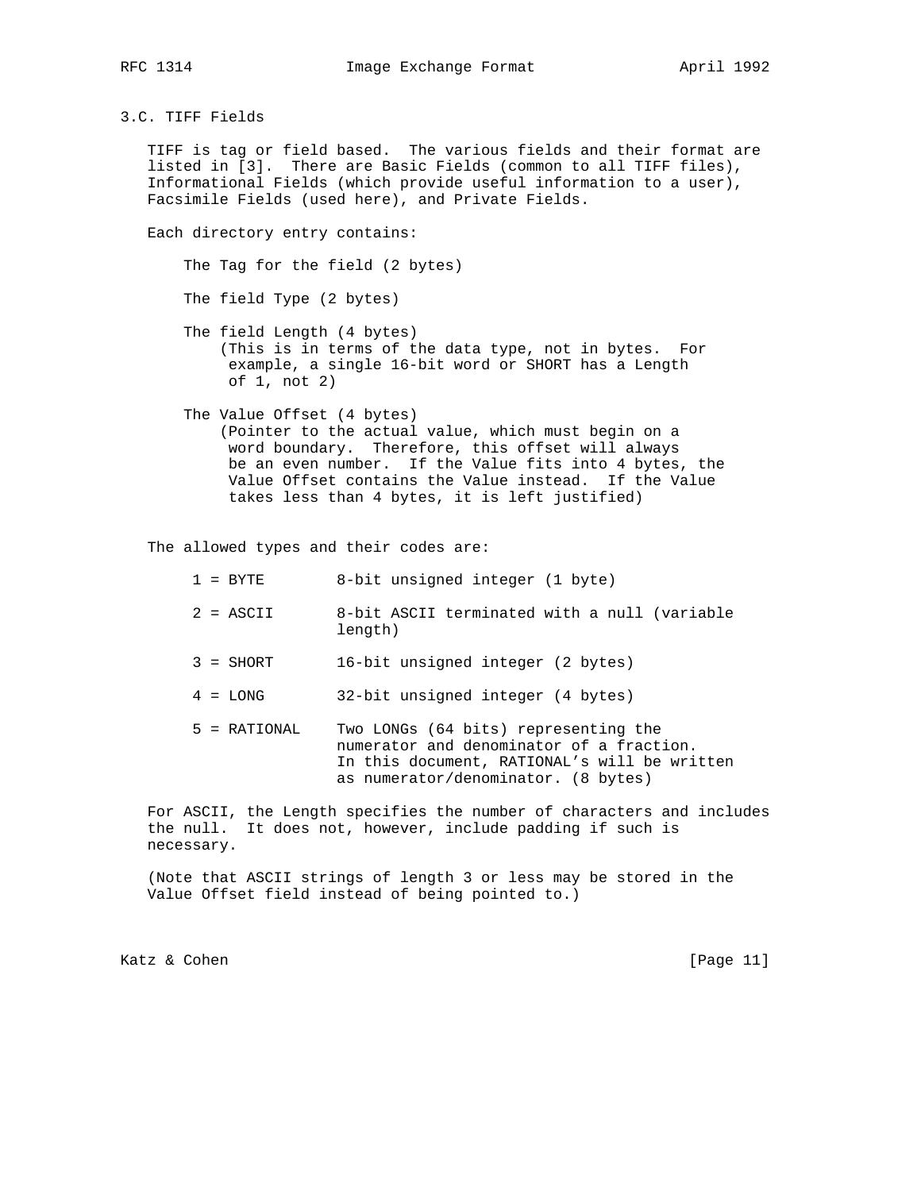### 3.C. TIFF Fields

TIFF is tag or field based. The various fields and their format are listed in [3]. There are Basic Fields (common to all TIFF files), Informational Fields (which provide useful information to a user), Facsimile Fields (used here), and Private Fields.

Each directory entry contains:

The Tag for the field (2 bytes)

The field Type (2 bytes)

The field Length (4 bytes)
(This is in terms of the data type, not in bytes. For example, a single 16-bit word or SHORT has a Length of 1, not 2)

The Value Offset (4 bytes)
(Pointer to the actual value, which must begin on a word boundary. Therefore, this offset will always be an even number. If the Value fits into 4 bytes, the Value Offset contains the Value instead. If the Value takes less than 4 bytes, it is left justified)

The allowed types and their codes are:

| | |
|---|---|
| 1 = BYTE | 8-bit unsigned integer (1 byte) |
| 2 = ASCII | 8-bit ASCII terminated with a null (variable length) |
| 3 = SHORT | 16-bit unsigned integer (2 bytes) |
| 4 = LONG | 32-bit unsigned integer (4 bytes) |
| 5 = RATIONAL | Two LONGs (64 bits) representing the numerator and denominator of a fraction. In this document, RATIONAL's will be written as numerator/denominator. (8 bytes) |

For ASCII, the Length specifies the number of characters and includes the null. It does not, however, include padding if such is necessary.

(Note that ASCII strings of length 3 or less may be stored in the Value Offset field instead of being pointed to.)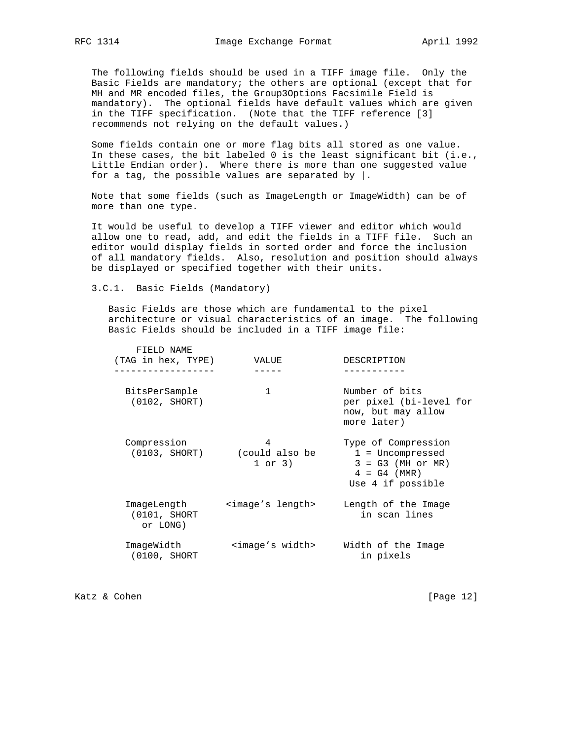The following fields should be used in a TIFF image file. Only the Basic Fields are mandatory; the others are optional (except that for MH and MR encoded files, the Group3Options Facsimile Field is mandatory). The optional fields have default values which are given in the TIFF specification. (Note that the TIFF reference [3] recommends not relying on the default values.)

Some fields contain one or more flag bits all stored as one value. In these cases, the bit labeled 0 is the least significant bit (i.e., Little Endian order). Where there is more than one suggested value for a tag, the possible values are separated by |.

Note that some fields (such as ImageLength or ImageWidth) can be of more than one type.

It would be useful to develop a TIFF viewer and editor which would allow one to read, add, and edit the fields in a TIFF file. Such an editor would display fields in sorted order and force the inclusion of all mandatory fields. Also, resolution and position should always be displayed or specified together with their units.

### 3.C.1. Basic Fields (Mandatory)

Basic Fields are those which are fundamental to the pixel architecture or visual characteristics of an image. The following Basic Fields should be included in a TIFF image file:

| FIELD NAME (TAG in hex, TYPE) | VALUE | DESCRIPTION |
|---|---|---|
| BitsPerSample (0102, SHORT) | 1 | Number of bits per pixel (bi-level for now, but may allow more later) |
| Compression (0103, SHORT) | 4 (could also be 1 or 3) | Type of Compression<br>1 = Uncompressed<br>3 = G3 (MH or MR)<br>4 = G4 (MMR)<br>Use 4 if possible |
| ImageLength (0101, SHORT or LONG) | <image's length> | Length of the Image in scan lines |
| ImageWidth (0100, SHORT | <image's width> | Width of the Image in pixels |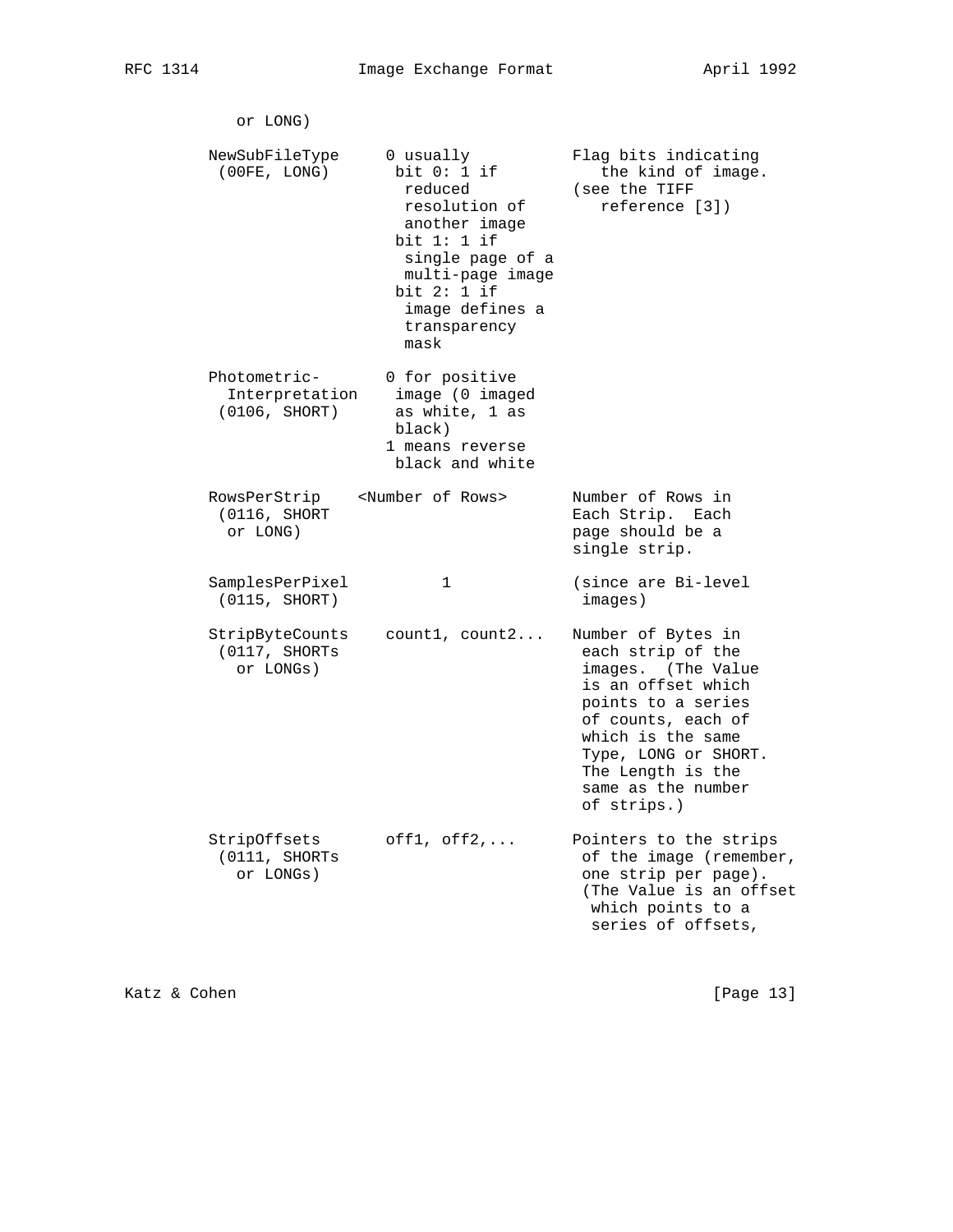```
      or LONG)

   NewSubFileType     0 usually          Flag bits indicating
    (00FE, LONG)       bit 0: 1 if          the kind of image.
                        reduced          (see the TIFF
                        resolution of       reference [3])
                        another image
                       bit 1: 1 if
                        single page of a
                        multi-page image
                       bit 2: 1 if
                        image defines a
                        transparency
                        mask

   Photometric-       0 for positive
     Interpretation    image (0 imaged
    (0106, SHORT)      as white, 1 as
                       black)
                      1 means reverse
                       black and white

   RowsPerStrip    <Number of Rows>      Number of Rows in
    (0116, SHORT                         Each Strip.  Each
     or LONG)                            page should be a
                                         single strip.

   SamplesPerPixel          1            (since are Bi-level
    (0115, SHORT)                         images)

   StripByteCounts    count1, count2...   Number of Bytes in
    (0117, SHORTs                         each strip of the
      or LONGs)                           images.  (The Value
                                          is an offset which
                                          points to a series
                                          of counts, each of
                                          which is the same
                                          Type, LONG or SHORT.
                                          The Length is the
                                          same as the number
                                          of strips.)

   StripOffsets       off1, off2,...      Pointers to the strips
    (0111, SHORTs                         of the image (remember,
      or LONGs)                           one strip per page).
                                          (The Value is an offset
                                           which points to a
                                           series of offsets,
```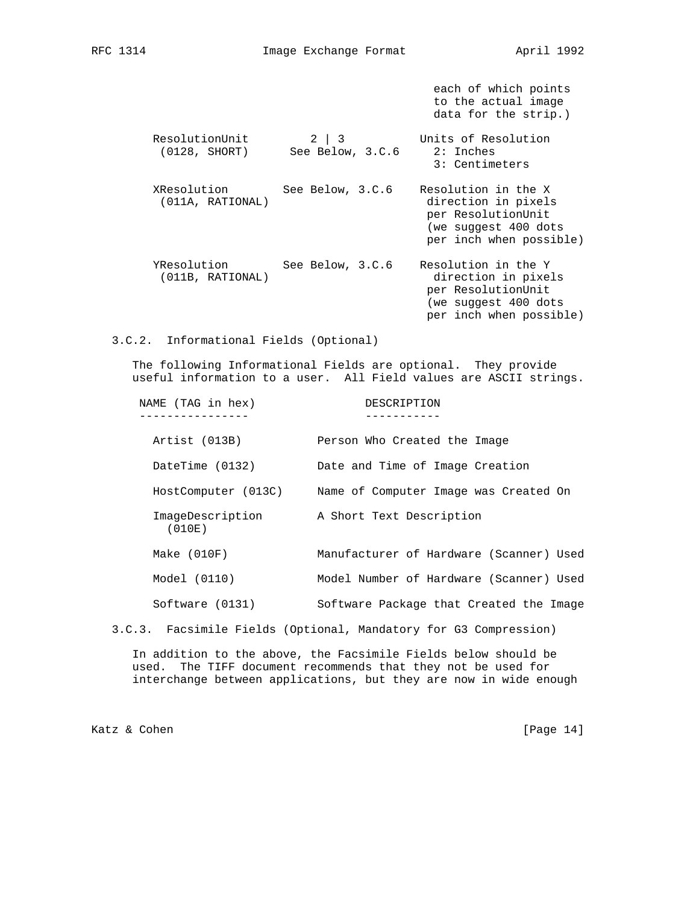each of which points to the actual image data for the strip.)

| | | |
|---|---|---|
| ResolutionUnit (0128, SHORT) | 2 \| 3 See Below, 3.C.6 | Units of Resolution 2: Inches 3: Centimeters |
| XResolution (011A, RATIONAL) | See Below, 3.C.6 | Resolution in the X direction in pixels per ResolutionUnit (we suggest 400 dots per inch when possible) |
| YResolution (011B, RATIONAL) | See Below, 3.C.6 | Resolution in the Y direction in pixels per ResolutionUnit (we suggest 400 dots per inch when possible) |

### 3.C.2. Informational Fields (Optional)

The following Informational Fields are optional. They provide useful information to a user. All Field values are ASCII strings.

| NAME (TAG in hex) | DESCRIPTION |
|---|---|
| Artist (013B) | Person Who Created the Image |
| DateTime (0132) | Date and Time of Image Creation |
| HostComputer (013C) | Name of Computer Image was Created On |
| ImageDescription (010E) | A Short Text Description |
| Make (010F) | Manufacturer of Hardware (Scanner) Used |
| Model (0110) | Model Number of Hardware (Scanner) Used |
| Software (0131) | Software Package that Created the Image |

### 3.C.3. Facsimile Fields (Optional, Mandatory for G3 Compression)

In addition to the above, the Facsimile Fields below should be used. The TIFF document recommends that they not be used for interchange between applications, but they are now in wide enough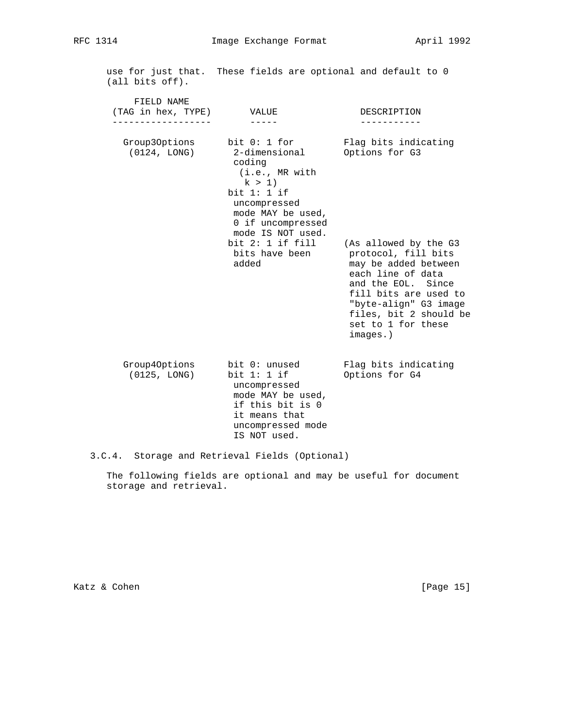use for just that. These fields are optional and default to 0 (all bits off).

| FIELD NAME (TAG in hex, TYPE) | VALUE | DESCRIPTION |
| --- | --- | --- |
| Group3Options (0124, LONG) | bit 0: 1 for 2-dimensional coding (i.e., MR with k > 1)<br>bit 1: 1 if uncompressed mode MAY be used, 0 if uncompressed mode IS NOT used.<br>bit 2: 1 if fill bits have been added | Flag bits indicating Options for G3<br><br>(As allowed by the G3 protocol, fill bits may be added between each line of data and the EOL. Since fill bits are used to "byte-align" G3 image files, bit 2 should be set to 1 for these images.) |
| Group4Options (0125, LONG) | bit 0: unused<br>bit 1: 1 if uncompressed mode MAY be used, if this bit is 0 it means that uncompressed mode IS NOT used. | Flag bits indicating Options for G4 |

### 3.C.4. Storage and Retrieval Fields (Optional)

The following fields are optional and may be useful for document storage and retrieval.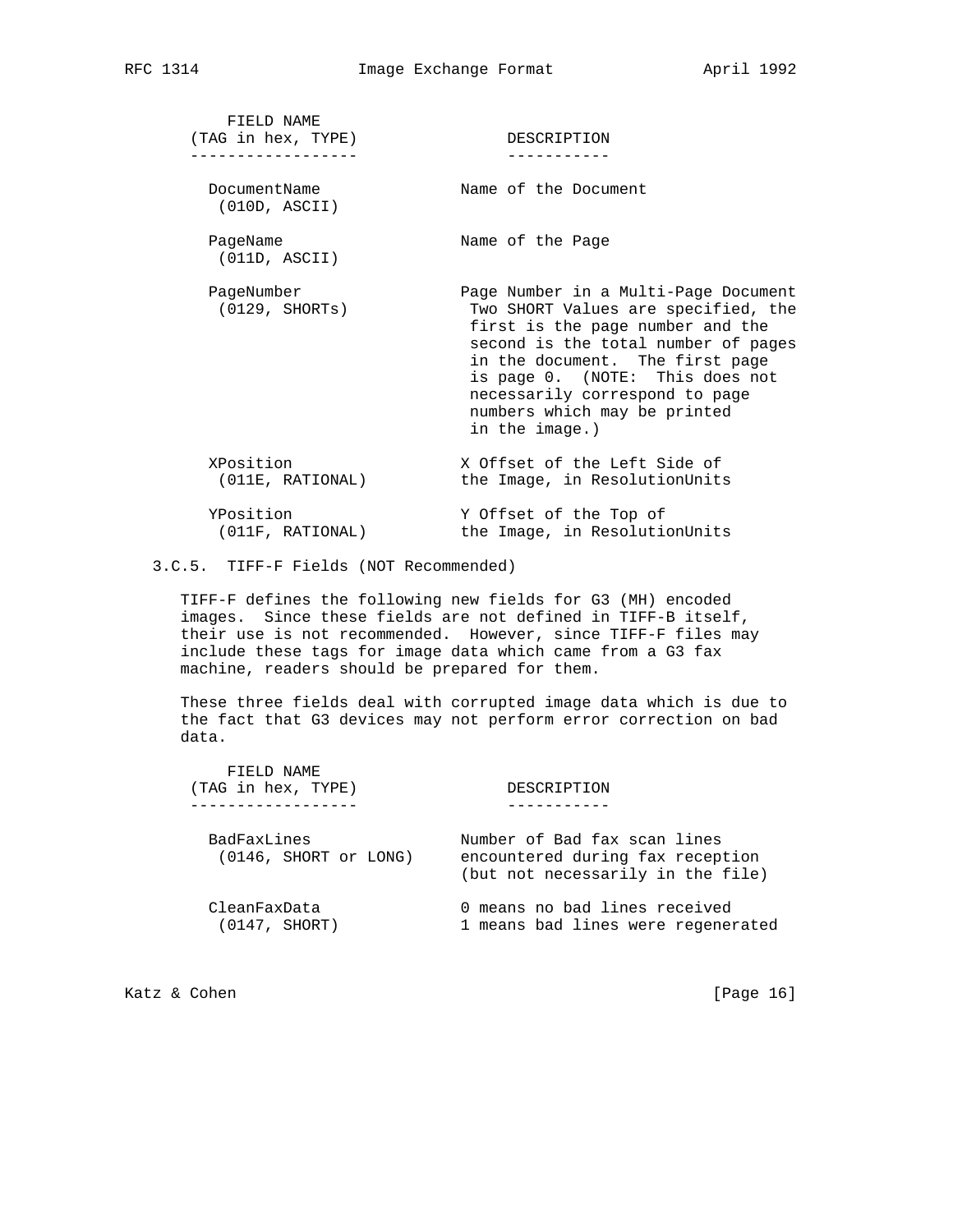| FIELD NAME (TAG in hex, TYPE) | DESCRIPTION |
| --- | --- |
| DocumentName (010D, ASCII) | Name of the Document |
| PageName (011D, ASCII) | Name of the Page |
| PageNumber (0129, SHORTs) | Page Number in a Multi-Page Document Two SHORT Values are specified, the first is the page number and the second is the total number of pages in the document. The first page is page 0. (NOTE: This does not necessarily correspond to page numbers which may be printed in the image.) |
| XPosition (011E, RATIONAL) | X Offset of the Left Side of the Image, in ResolutionUnits |
| YPosition (011F, RATIONAL) | Y Offset of the Top of the Image, in ResolutionUnits |

### 3.C.5. TIFF-F Fields (NOT Recommended)

TIFF-F defines the following new fields for G3 (MH) encoded images. Since these fields are not defined in TIFF-B itself, their use is not recommended. However, since TIFF-F files may include these tags for image data which came from a G3 fax machine, readers should be prepared for them.

These three fields deal with corrupted image data which is due to the fact that G3 devices may not perform error correction on bad data.

| FIELD NAME (TAG in hex, TYPE) | DESCRIPTION |
| --- | --- |
| BadFaxLines (0146, SHORT or LONG) | Number of Bad fax scan lines encountered during fax reception (but not necessarily in the file) |
| CleanFaxData (0147, SHORT) | 0 means no bad lines received 1 means bad lines were regenerated |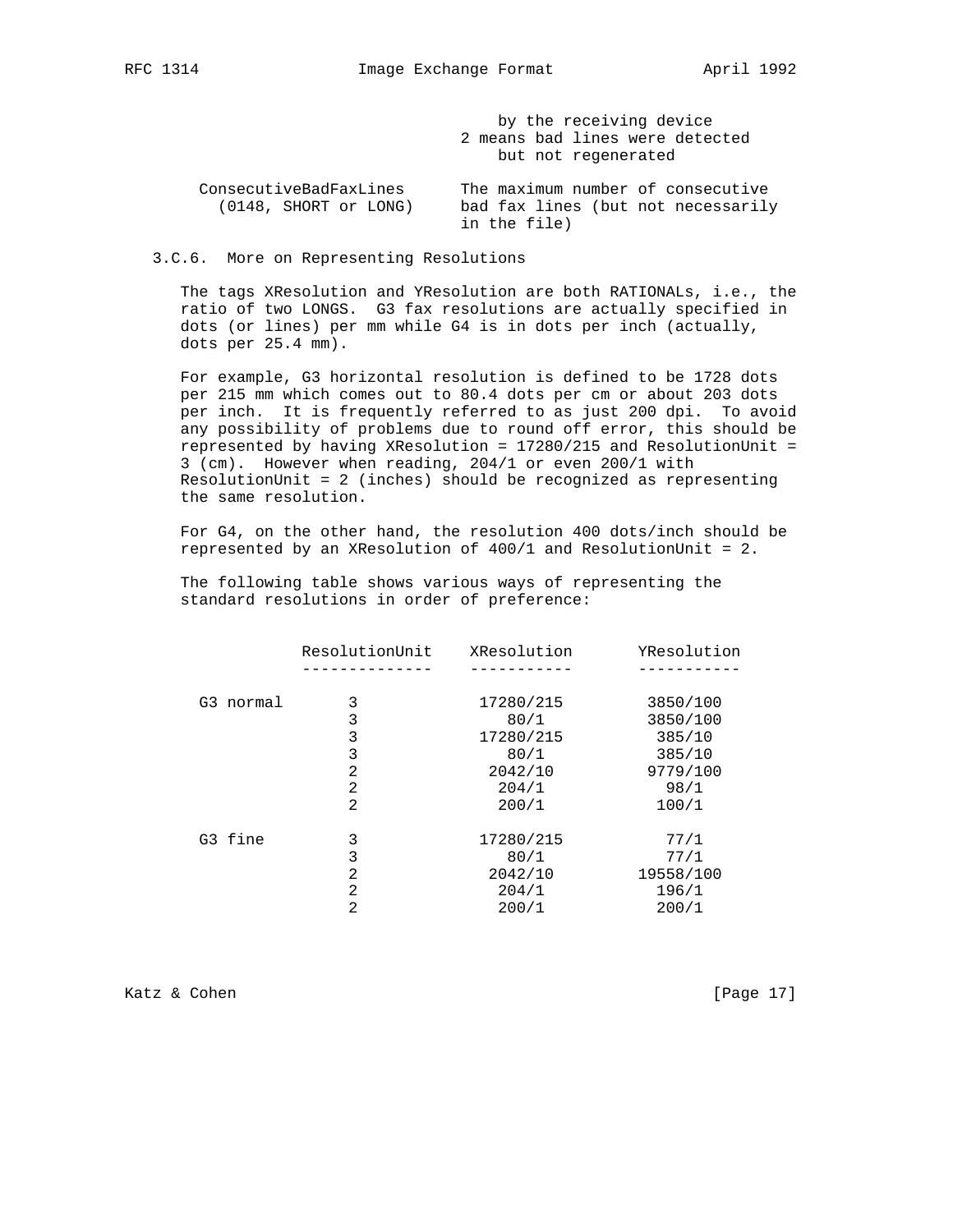by the receiving device
2 means bad lines were detected
but not regenerated

| | |
|---|---|
| ConsecutiveBadFaxLines (0148, SHORT or LONG) | The maximum number of consecutive bad fax lines (but not necessarily in the file) |

### 3.C.6. More on Representing Resolutions

The tags XResolution and YResolution are both RATIONALs, i.e., the ratio of two LONGS. G3 fax resolutions are actually specified in dots (or lines) per mm while G4 is in dots per inch (actually, dots per 25.4 mm).

For example, G3 horizontal resolution is defined to be 1728 dots per 215 mm which comes out to 80.4 dots per cm or about 203 dots per inch. It is frequently referred to as just 200 dpi. To avoid any possibility of problems due to round off error, this should be represented by having XResolution = 17280/215 and ResolutionUnit = 3 (cm). However when reading, 204/1 or even 200/1 with ResolutionUnit = 2 (inches) should be recognized as representing the same resolution.

For G4, on the other hand, the resolution 400 dots/inch should be represented by an XResolution of 400/1 and ResolutionUnit = 2.

The following table shows various ways of representing the standard resolutions in order of preference:

| | ResolutionUnit | XResolution | YResolution |
|---|---|---|---|
| G3 normal | 3 | 17280/215 | 3850/100 |
| | 3 | 80/1 | 3850/100 |
| | 3 | 17280/215 | 385/10 |
| | 3 | 80/1 | 385/10 |
| | 2 | 2042/10 | 9779/100 |
| | 2 | 204/1 | 98/1 |
| | 2 | 200/1 | 100/1 |
| G3 fine | 3 | 17280/215 | 77/1 |
| | 3 | 80/1 | 77/1 |
| | 2 | 2042/10 | 19558/100 |
| | 2 | 204/1 | 196/1 |
| | 2 | 200/1 | 200/1 |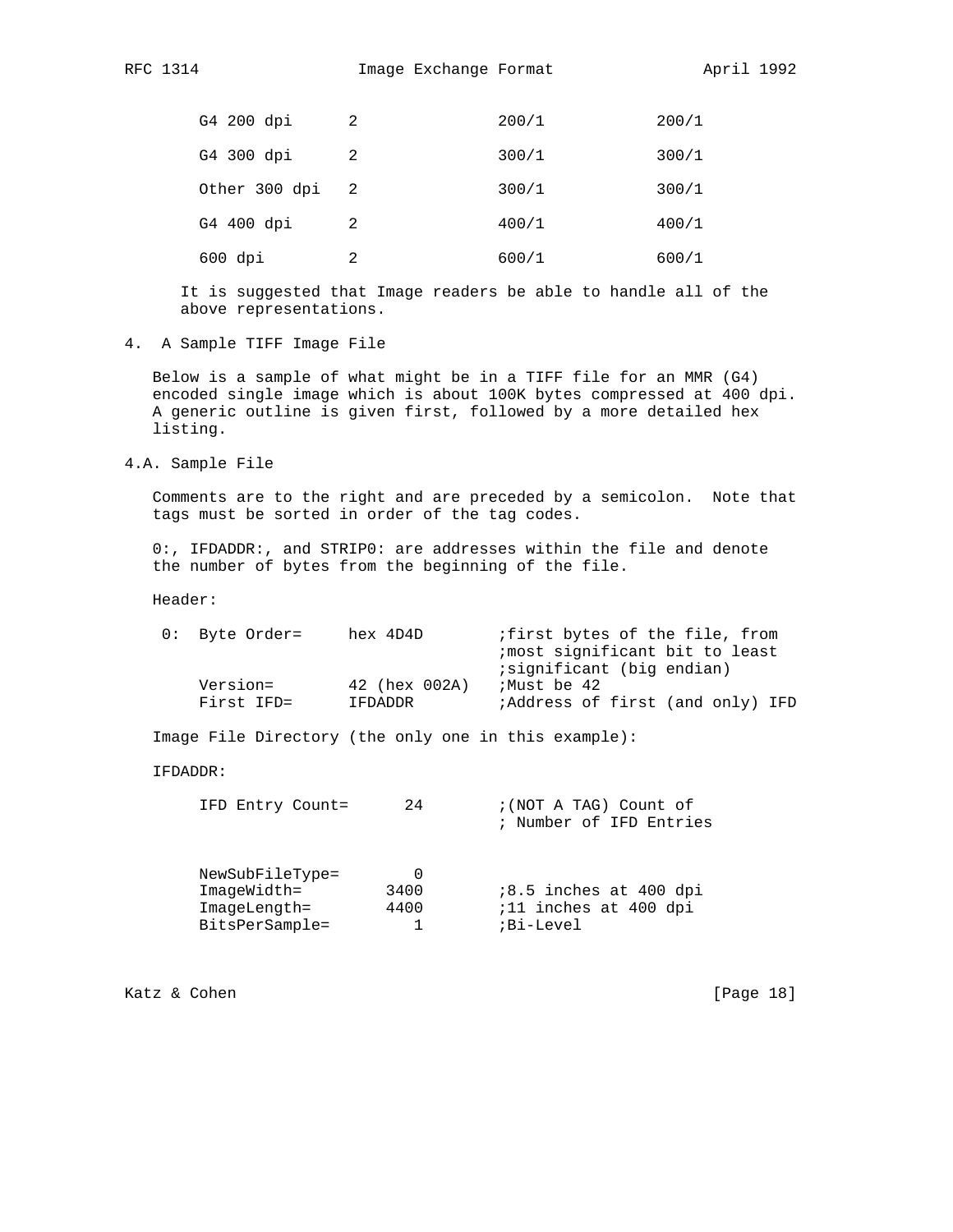| | | | |
|---|---|---|---|
| G4 200 dpi | 2 | 200/1 | 200/1 |
| G4 300 dpi | 2 | 300/1 | 300/1 |
| Other 300 dpi | 2 | 300/1 | 300/1 |
| G4 400 dpi | 2 | 400/1 | 400/1 |
| 600 dpi | 2 | 600/1 | 600/1 |

It is suggested that Image readers be able to handle all of the above representations.

## 4. A Sample TIFF Image File

Below is a sample of what might be in a TIFF file for an MMR (G4) encoded single image which is about 100K bytes compressed at 400 dpi. A generic outline is given first, followed by a more detailed hex listing.

### 4.A. Sample File

Comments are to the right and are preceded by a semicolon. Note that tags must be sorted in order of the tag codes.

0:, IFDADDR:, and STRIP0: are addresses within the file and denote the number of bytes from the beginning of the file.

Header:

```
 0:  Byte Order=     hex 4D4D        ;first bytes of the file, from
                                     ;most significant bit to least
                                     ;significant (big endian)
     Version=        42 (hex 002A)   ;Must be 42
     First IFD=      IFDADDR         ;Address of first (and only) IFD
```

Image File Directory (the only one in this example):

IFDADDR:

```
     IFD Entry Count=      24        ;(NOT A TAG) Count of
                                     ; Number of IFD Entries


     NewSubFileType=        0
     ImageWidth=         3400        ;8.5 inches at 400 dpi
     ImageLength=        4400        ;11 inches at 400 dpi
     BitsPerSample=         1        ;Bi-Level
```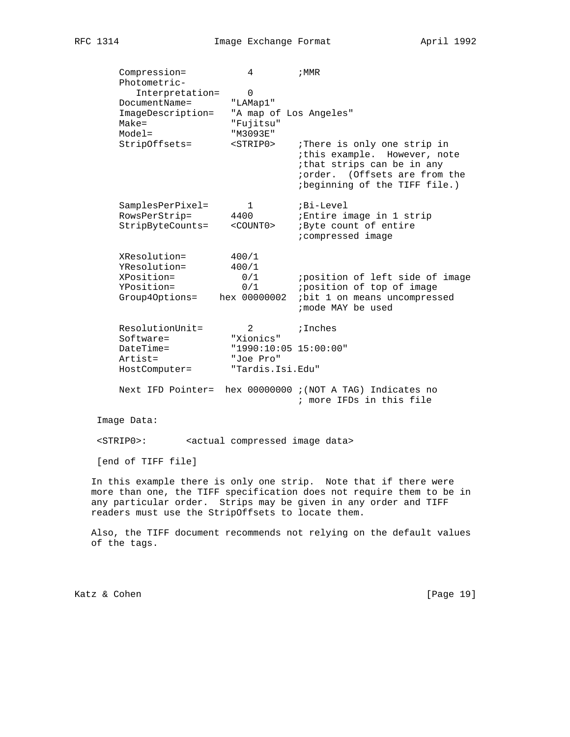```
      Compression=           4        ;MMR
      Photometric-
         Interpretation=     0
      DocumentName=       "LAMap1"
      ImageDescription=   "A map of Los Angeles"
      Make=               "Fujitsu"
      Model=              "M3093E"
      StripOffsets=       <STRIP0>    ;There is only one strip in
                                      ;this example.  However, note
                                      ;that strips can be in any
                                      ;order.  (Offsets are from the
                                      ;beginning of the TIFF file.)

      SamplesPerPixel=       1        ;Bi-Level
      RowsPerStrip=       4400        ;Entire image in 1 strip
      StripByteCounts=    <COUNT0>    ;Byte count of entire
                                      ;compressed image

      XResolution=        400/1
      YResolution=        400/1
      XPosition=            0/1       ;position of left side of image
      YPosition=            0/1       ;position of top of image
      Group4Options=    hex 00000002  ;bit 1 on means uncompressed
                                      ;mode MAY be used

      ResolutionUnit=        2        ;Inches
      Software=           "Xionics"
      DateTime=           "1990:10:05 15:00:00"
      Artist=             "Joe Pro"
      HostComputer=       "Tardis.Isi.Edu"

      Next IFD Pointer=  hex 00000000 ;(NOT A TAG) Indicates no
                                      ; more IFDs in this file

  Image Data:

  <STRIP0>:       <actual compressed image data>

  [end of TIFF file]
```

In this example there is only one strip. Note that if there were more than one, the TIFF specification does not require them to be in any particular order. Strips may be given in any order and TIFF readers must use the StripOffsets to locate them.

Also, the TIFF document recommends not relying on the default values of the tags.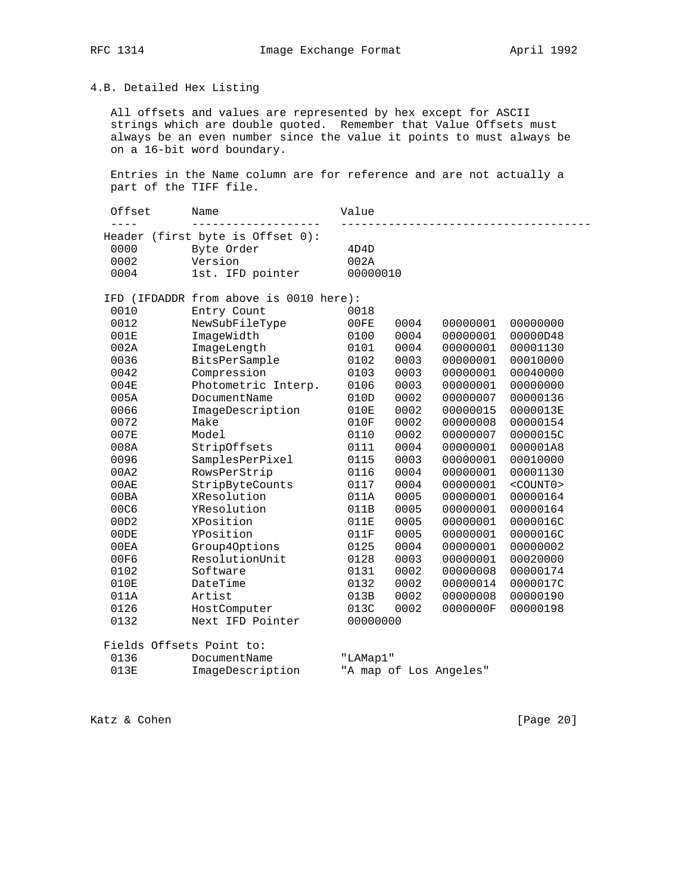### 4.B. Detailed Hex Listing

All offsets and values are represented by hex except for ASCII strings which are double quoted. Remember that Value Offsets must always be an even number since the value it points to must always be on a 16-bit word boundary.

Entries in the Name column are for reference and are not actually a part of the TIFF file.

```
 Offset       Name                  Value
 ----         -------------------   ------------------------------------
Header (first byte is Offset 0):
 0000         Byte Order             4D4D
 0002         Version                002A
 0004         1st. IFD pointer       00000010

IFD (IFDADDR from above is 0010 here):
 0010         Entry Count            0018
 0012         NewSubFileType         00FE   0004    00000001  00000000
 001E         ImageWidth             0100   0004    00000001  00000D48
 002A         ImageLength            0101   0004    00000001  00001130
 0036         BitsPerSample          0102   0003    00000001  00010000
 0042         Compression            0103   0003    00000001  00040000
 004E         Photometric Interp.    0106   0003    00000001  00000000
 005A         DocumentName           010D   0002    00000007  00000136
 0066         ImageDescription       010E   0002    00000015  0000013E
 0072         Make                   010F   0002    00000008  00000154
 007E         Model                  0110   0002    00000007  0000015C
 008A         StripOffsets           0111   0004    00000001  000001A8
 0096         SamplesPerPixel        0115   0003    00000001  00010000
 00A2         RowsPerStrip           0116   0004    00000001  00001130
 00AE         StripByteCounts        0117   0004    00000001  <COUNT0>
 00BA         XResolution            011A   0005    00000001  00000164
 00C6         YResolution            011B   0005    00000001  00000164
 00D2         XPosition              011E   0005    00000001  0000016C
 00DE         YPosition              011F   0005    00000001  0000016C
 00EA         Group4Options          0125   0004    00000001  00000002
 00F6         ResolutionUnit         0128   0003    00000001  00020000
 0102         Software               0131   0002    00000008  00000174
 010E         DateTime               0132   0002    00000014  0000017C
 011A         Artist                 013B   0002    00000008  00000190
 0126         HostComputer           013C   0002    0000000F  00000198
 0132         Next IFD Pointer       00000000

Fields Offsets Point to:
 0136         DocumentName          "LAMap1"
 013E         ImageDescription      "A map of Los Angeles"
```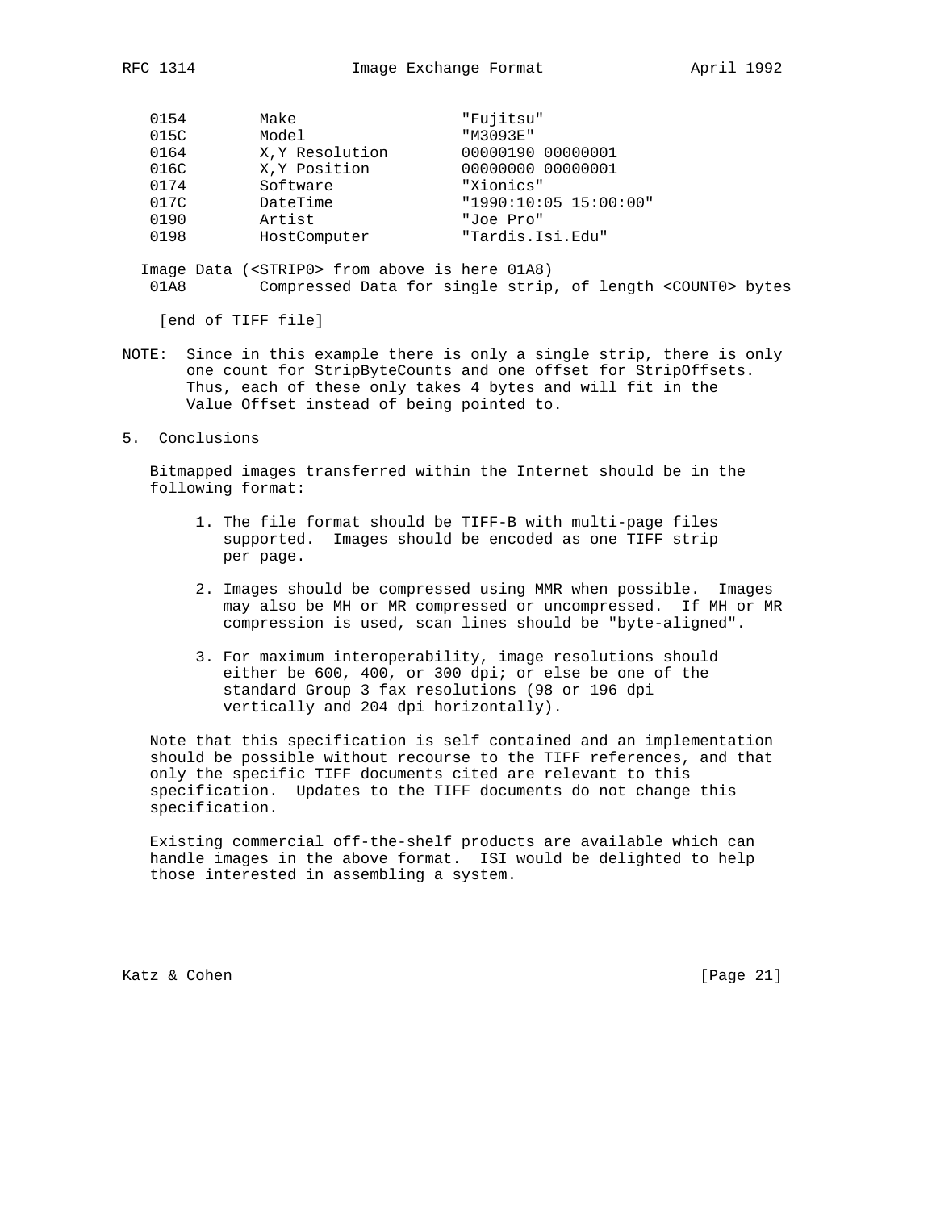```
 0154        Make                 "Fujitsu"
 015C        Model                "M3093E"
 0164        X,Y Resolution       00000190 00000001
 016C        X,Y Position         00000000 00000001
 0174        Software             "Xionics"
 017C        DateTime             "1990:10:05 15:00:00"
 0190        Artist               "Joe Pro"
 0198        HostComputer         "Tardis.Isi.Edu"

Image Data (<STRIP0> from above is here 01A8)
 01A8        Compressed Data for single strip, of length <COUNT0> bytes

  [end of TIFF file]
```

NOTE: Since in this example there is only a single strip, there is only one count for StripByteCounts and one offset for StripOffsets. Thus, each of these only takes 4 bytes and will fit in the Value Offset instead of being pointed to.

## 5. Conclusions

Bitmapped images transferred within the Internet should be in the following format:

1. The file format should be TIFF-B with multi-page files supported. Images should be encoded as one TIFF strip per page.

2. Images should be compressed using MMR when possible. Images may also be MH or MR compressed or uncompressed. If MH or MR compression is used, scan lines should be "byte-aligned".

3. For maximum interoperability, image resolutions should either be 600, 400, or 300 dpi; or else be one of the standard Group 3 fax resolutions (98 or 196 dpi vertically and 204 dpi horizontally).

Note that this specification is self contained and an implementation should be possible without recourse to the TIFF references, and that only the specific TIFF documents cited are relevant to this specification. Updates to the TIFF documents do not change this specification.

Existing commercial off-the-shelf products are available which can handle images in the above format. ISI would be delighted to help those interested in assembling a system.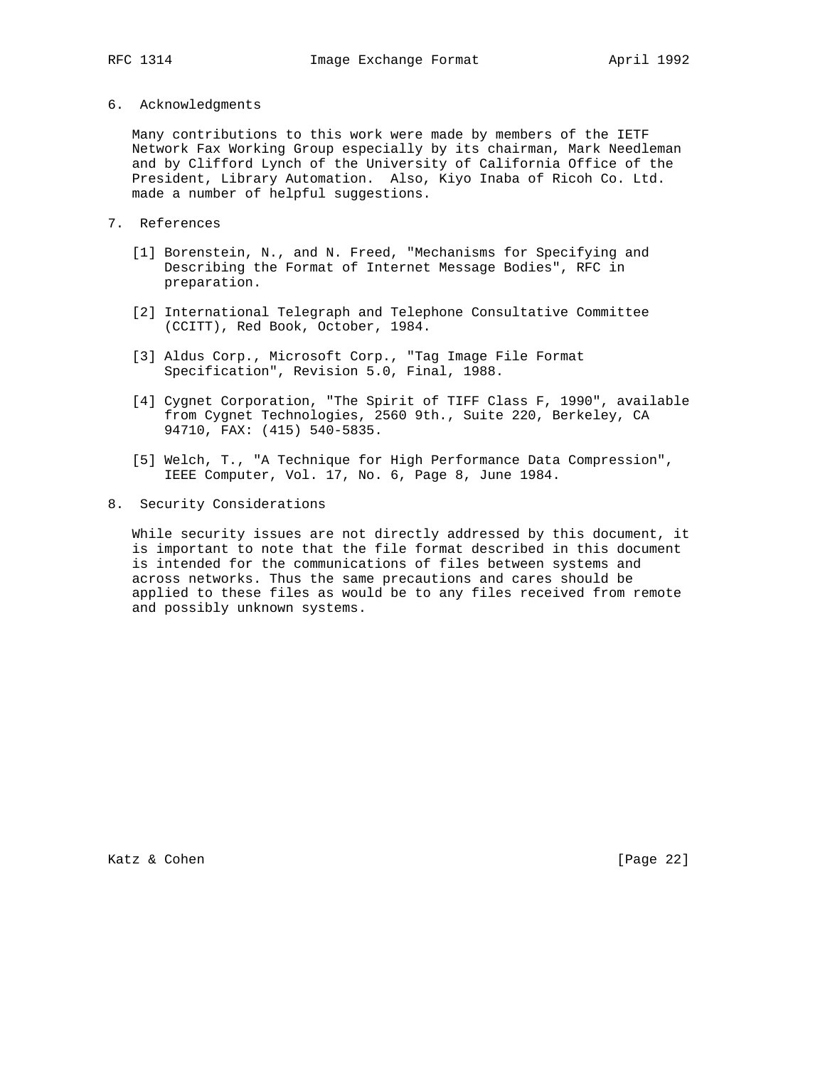## 6. Acknowledgments

Many contributions to this work were made by members of the IETF Network Fax Working Group especially by its chairman, Mark Needleman and by Clifford Lynch of the University of California Office of the President, Library Automation. Also, Kiyo Inaba of Ricoh Co. Ltd. made a number of helpful suggestions.

## 7. References

[1] Borenstein, N., and N. Freed, "Mechanisms for Specifying and Describing the Format of Internet Message Bodies", RFC in preparation.

[2] International Telegraph and Telephone Consultative Committee (CCITT), Red Book, October, 1984.

[3] Aldus Corp., Microsoft Corp., "Tag Image File Format Specification", Revision 5.0, Final, 1988.

[4] Cygnet Corporation, "The Spirit of TIFF Class F, 1990", available from Cygnet Technologies, 2560 9th., Suite 220, Berkeley, CA 94710, FAX: (415) 540-5835.

[5] Welch, T., "A Technique for High Performance Data Compression", IEEE Computer, Vol. 17, No. 6, Page 8, June 1984.

## 8. Security Considerations

While security issues are not directly addressed by this document, it is important to note that the file format described in this document is intended for the communications of files between systems and across networks. Thus the same precautions and cares should be applied to these files as would be to any files received from remote and possibly unknown systems.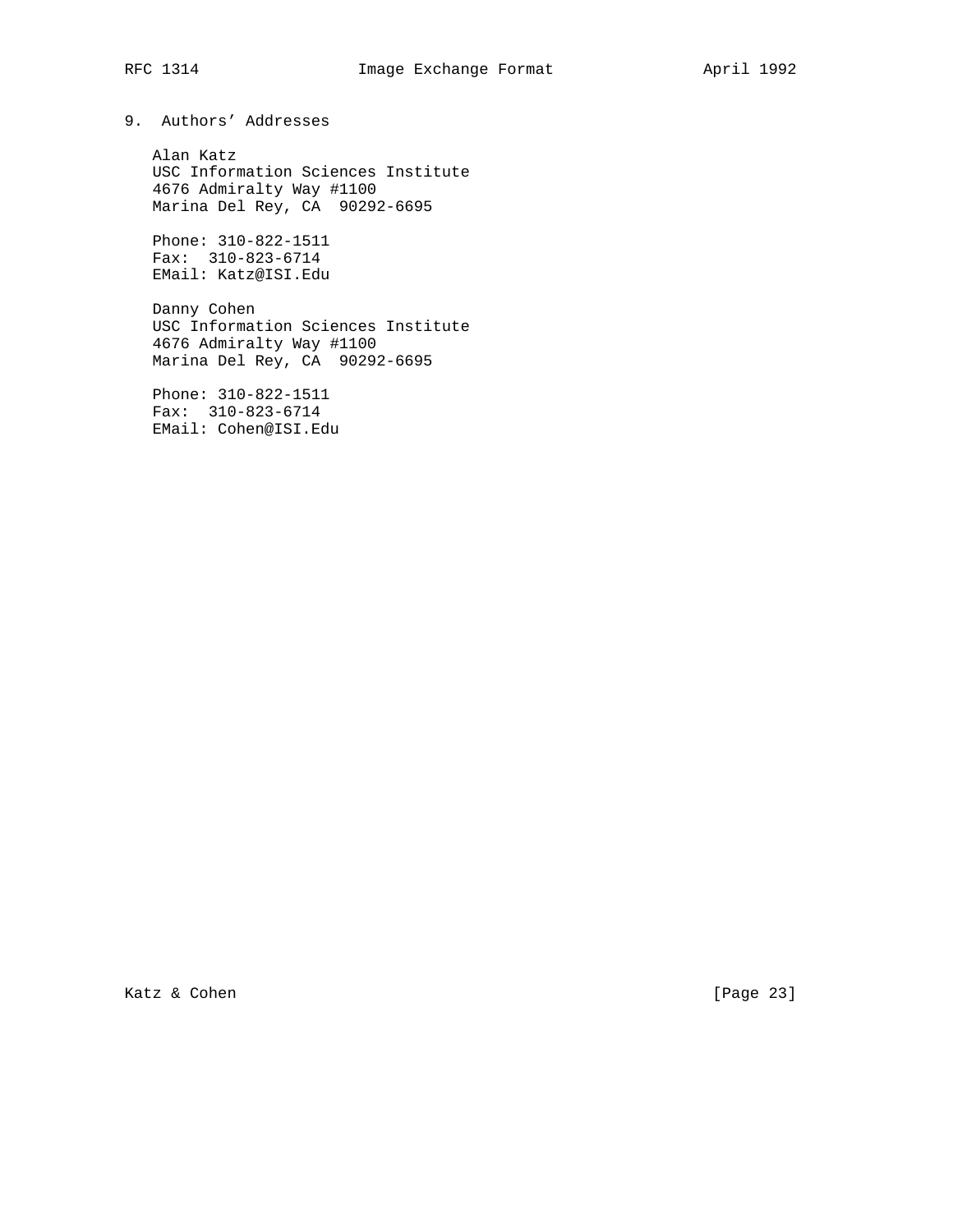## 9. Authors' Addresses

Alan Katz
USC Information Sciences Institute
4676 Admiralty Way #1100
Marina Del Rey, CA  90292-6695

Phone: 310-822-1511
Fax:  310-823-6714
EMail: Katz@ISI.Edu

Danny Cohen
USC Information Sciences Institute
4676 Admiralty Way #1100
Marina Del Rey, CA  90292-6695

Phone: 310-822-1511
Fax:  310-823-6714
EMail: Cohen@ISI.Edu